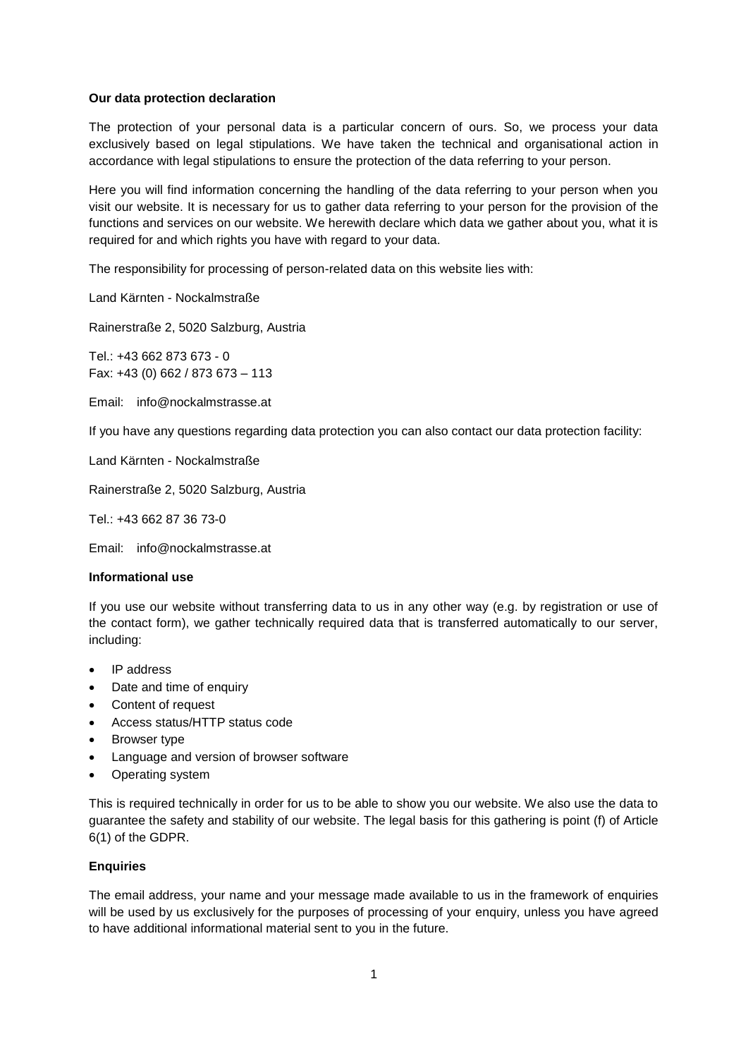**Our data protection declaration**

The protection of your personal data is a particular concern of ours. So, we process your data exclusively based on legal stipulations. We have taken the technical and organisational action in accordance with legal stipulations to ensure the protection of the data referring to your person.

Here you will find information concerning the handling of the data referring to your person when you visit our website. It is necessary for us to gather data referring to your person for the provision of the functions and services on our website. We herewith declare which data we gather about you, what it is required for and which rights you have with regard to your data.

The responsibility for processing of person-related data on this website lies with:

Land Kärnten - Nockalmstraße

Rainerstraße 2, 5020 Salzburg, Austria

Tel.: +43 662 873 673 - 0
Fax: +43 (0) 662 / 873 673 – 113

Email: info@nockalmstrasse.at

If you have any questions regarding data protection you can also contact our data protection facility:

Land Kärnten - Nockalmstraße

Rainerstraße 2, 5020 Salzburg, Austria

Tel.: +43 662 87 36 73-0

Email: info@nockalmstrasse.at

**Informational use**

If you use our website without transferring data to us in any other way (e.g. by registration or use of the contact form), we gather technically required data that is transferred automatically to our server, including:

- IP address
- Date and time of enquiry
- Content of request
- Access status/HTTP status code
- Browser type
- Language and version of browser software
- Operating system

This is required technically in order for us to be able to show you our website. We also use the data to guarantee the safety and stability of our website. The legal basis for this gathering is point (f) of Article 6(1) of the GDPR.

**Enquiries**

The email address, your name and your message made available to us in the framework of enquiries will be used by us exclusively for the purposes of processing of your enquiry, unless you have agreed to have additional informational material sent to you in the future.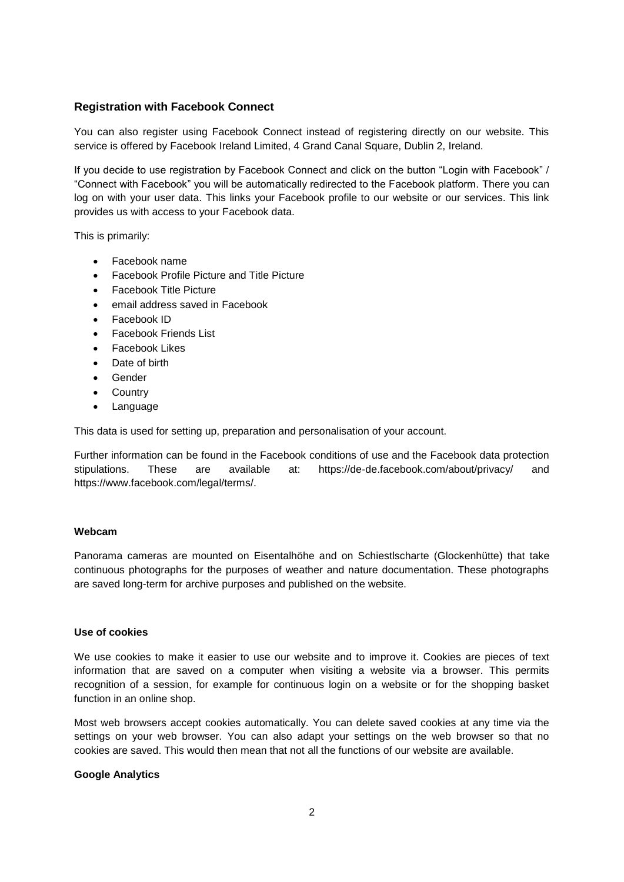### Registration with Facebook Connect

You can also register using Facebook Connect instead of registering directly on our website. This service is offered by Facebook Ireland Limited, 4 Grand Canal Square, Dublin 2, Ireland.

If you decide to use registration by Facebook Connect and click on the button "Login with Facebook" / "Connect with Facebook" you will be automatically redirected to the Facebook platform. There you can log on with your user data. This links your Facebook profile to our website or our services. This link provides us with access to your Facebook data.

This is primarily:

- Facebook name
- Facebook Profile Picture and Title Picture
- Facebook Title Picture
- email address saved in Facebook
- Facebook ID
- Facebook Friends List
- Facebook Likes
- Date of birth
- Gender
- Country
- Language

This data is used for setting up, preparation and personalisation of your account.

Further information can be found in the Facebook conditions of use and the Facebook data protection stipulations. These are available at: https://de-de.facebook.com/about/privacy/ and https://www.facebook.com/legal/terms/.

**Webcam**

Panorama cameras are mounted on Eisentalhöhe and on Schiestlscharte (Glockenhütte) that take continuous photographs for the purposes of weather and nature documentation. These photographs are saved long-term for archive purposes and published on the website.

**Use of cookies**

We use cookies to make it easier to use our website and to improve it. Cookies are pieces of text information that are saved on a computer when visiting a website via a browser. This permits recognition of a session, for example for continuous login on a website or for the shopping basket function in an online shop.

Most web browsers accept cookies automatically. You can delete saved cookies at any time via the settings on your web browser. You can also adapt your settings on the web browser so that no cookies are saved. This would then mean that not all the functions of our website are available.

**Google Analytics**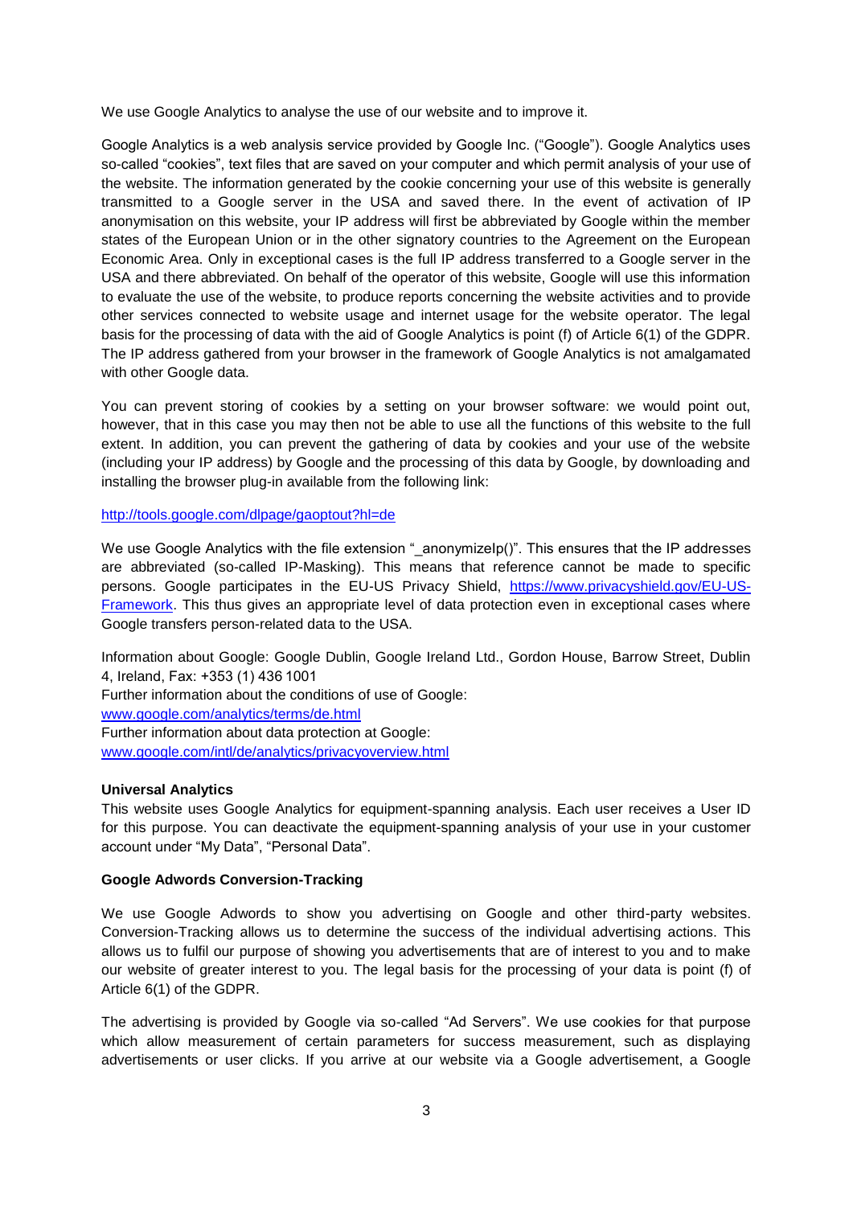We use Google Analytics to analyse the use of our website and to improve it.

Google Analytics is a web analysis service provided by Google Inc. ("Google"). Google Analytics uses so-called "cookies", text files that are saved on your computer and which permit analysis of your use of the website. The information generated by the cookie concerning your use of this website is generally transmitted to a Google server in the USA and saved there. In the event of activation of IP anonymisation on this website, your IP address will first be abbreviated by Google within the member states of the European Union or in the other signatory countries to the Agreement on the European Economic Area. Only in exceptional cases is the full IP address transferred to a Google server in the USA and there abbreviated. On behalf of the operator of this website, Google will use this information to evaluate the use of the website, to produce reports concerning the website activities and to provide other services connected to website usage and internet usage for the website operator. The legal basis for the processing of data with the aid of Google Analytics is point (f) of Article 6(1) of the GDPR. The IP address gathered from your browser in the framework of Google Analytics is not amalgamated with other Google data.

You can prevent storing of cookies by a setting on your browser software: we would point out, however, that in this case you may then not be able to use all the functions of this website to the full extent. In addition, you can prevent the gathering of data by cookies and your use of the website (including your IP address) by Google and the processing of this data by Google, by downloading and installing the browser plug-in available from the following link:

http://tools.google.com/dlpage/gaoptout?hl=de

We use Google Analytics with the file extension "_anonymizeIp()". This ensures that the IP addresses are abbreviated (so-called IP-Masking). This means that reference cannot be made to specific persons. Google participates in the EU-US Privacy Shield, https://www.privacyshield.gov/EU-US-Framework. This thus gives an appropriate level of data protection even in exceptional cases where Google transfers person-related data to the USA.

Information about Google: Google Dublin, Google Ireland Ltd., Gordon House, Barrow Street, Dublin 4, Ireland, Fax: +353 (1) 436 1001
Further information about the conditions of use of Google:
www.google.com/analytics/terms/de.html
Further information about data protection at Google:
www.google.com/intl/de/analytics/privacyoverview.html

**Universal Analytics**
This website uses Google Analytics for equipment-spanning analysis. Each user receives a User ID for this purpose. You can deactivate the equipment-spanning analysis of your use in your customer account under "My Data", "Personal Data".

**Google Adwords Conversion-Tracking**

We use Google Adwords to show you advertising on Google and other third-party websites. Conversion-Tracking allows us to determine the success of the individual advertising actions. This allows us to fulfil our purpose of showing you advertisements that are of interest to you and to make our website of greater interest to you. The legal basis for the processing of your data is point (f) of Article 6(1) of the GDPR.

The advertising is provided by Google via so-called "Ad Servers". We use cookies for that purpose which allow measurement of certain parameters for success measurement, such as displaying advertisements or user clicks. If you arrive at our website via a Google advertisement, a Google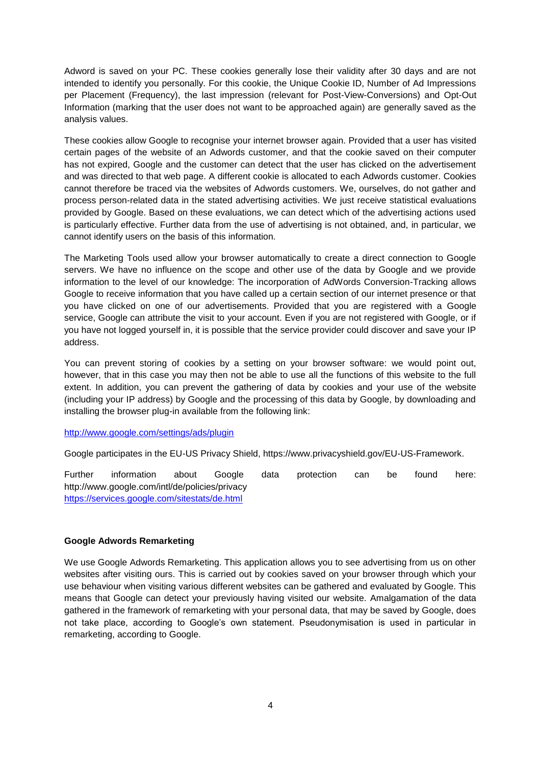Adword is saved on your PC. These cookies generally lose their validity after 30 days and are not intended to identify you personally. For this cookie, the Unique Cookie ID, Number of Ad Impressions per Placement (Frequency), the last impression (relevant for Post-View-Conversions) and Opt-Out Information (marking that the user does not want to be approached again) are generally saved as the analysis values.

These cookies allow Google to recognise your internet browser again. Provided that a user has visited certain pages of the website of an Adwords customer, and that the cookie saved on their computer has not expired, Google and the customer can detect that the user has clicked on the advertisement and was directed to that web page. A different cookie is allocated to each Adwords customer. Cookies cannot therefore be traced via the websites of Adwords customers. We, ourselves, do not gather and process person-related data in the stated advertising activities. We just receive statistical evaluations provided by Google. Based on these evaluations, we can detect which of the advertising actions used is particularly effective. Further data from the use of advertising is not obtained, and, in particular, we cannot identify users on the basis of this information.

The Marketing Tools used allow your browser automatically to create a direct connection to Google servers. We have no influence on the scope and other use of the data by Google and we provide information to the level of our knowledge: The incorporation of AdWords Conversion-Tracking allows Google to receive information that you have called up a certain section of our internet presence or that you have clicked on one of our advertisements. Provided that you are registered with a Google service, Google can attribute the visit to your account. Even if you are not registered with Google, or if you have not logged yourself in, it is possible that the service provider could discover and save your IP address.

You can prevent storing of cookies by a setting on your browser software: we would point out, however, that in this case you may then not be able to use all the functions of this website to the full extent. In addition, you can prevent the gathering of data by cookies and your use of the website (including your IP address) by Google and the processing of this data by Google, by downloading and installing the browser plug-in available from the following link:

http://www.google.com/settings/ads/plugin

Google participates in the EU-US Privacy Shield, https://www.privacyshield.gov/EU-US-Framework.

Further information about Google data protection can be found here: http://www.google.com/intl/de/policies/privacy
https://services.google.com/sitestats/de.html

**Google Adwords Remarketing**

We use Google Adwords Remarketing. This application allows you to see advertising from us on other websites after visiting ours. This is carried out by cookies saved on your browser through which your use behaviour when visiting various different websites can be gathered and evaluated by Google. This means that Google can detect your previously having visited our website. Amalgamation of the data gathered in the framework of remarketing with your personal data, that may be saved by Google, does not take place, according to Google's own statement. Pseudonymisation is used in particular in remarketing, according to Google.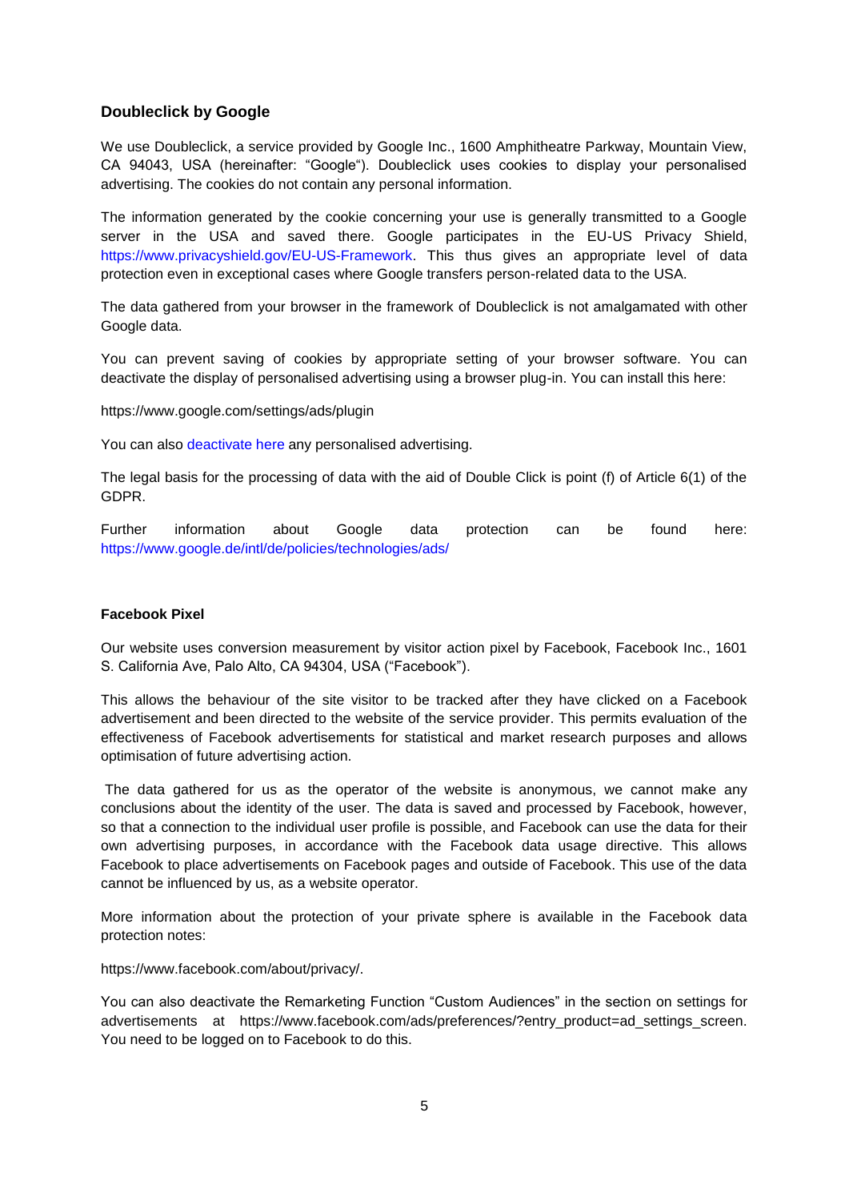### Doubleclick by Google

We use Doubleclick, a service provided by Google Inc., 1600 Amphitheatre Parkway, Mountain View, CA 94043, USA (hereinafter: "Google"). Doubleclick uses cookies to display your personalised advertising. The cookies do not contain any personal information.

The information generated by the cookie concerning your use is generally transmitted to a Google server in the USA and saved there. Google participates in the EU-US Privacy Shield, https://www.privacyshield.gov/EU-US-Framework. This thus gives an appropriate level of data protection even in exceptional cases where Google transfers person-related data to the USA.

The data gathered from your browser in the framework of Doubleclick is not amalgamated with other Google data.

You can prevent saving of cookies by appropriate setting of your browser software. You can deactivate the display of personalised advertising using a browser plug-in. You can install this here:

https://www.google.com/settings/ads/plugin

You can also deactivate here any personalised advertising.

The legal basis for the processing of data with the aid of Double Click is point (f) of Article 6(1) of the GDPR.

Further information about Google data protection can be found here: https://www.google.de/intl/de/policies/technologies/ads/

#### Facebook Pixel

Our website uses conversion measurement by visitor action pixel by Facebook, Facebook Inc., 1601 S. California Ave, Palo Alto, CA 94304, USA ("Facebook").

This allows the behaviour of the site visitor to be tracked after they have clicked on a Facebook advertisement and been directed to the website of the service provider. This permits evaluation of the effectiveness of Facebook advertisements for statistical and market research purposes and allows optimisation of future advertising action.

The data gathered for us as the operator of the website is anonymous, we cannot make any conclusions about the identity of the user. The data is saved and processed by Facebook, however, so that a connection to the individual user profile is possible, and Facebook can use the data for their own advertising purposes, in accordance with the Facebook data usage directive. This allows Facebook to place advertisements on Facebook pages and outside of Facebook. This use of the data cannot be influenced by us, as a website operator.

More information about the protection of your private sphere is available in the Facebook data protection notes:

https://www.facebook.com/about/privacy/.

You can also deactivate the Remarketing Function "Custom Audiences" in the section on settings for advertisements at https://www.facebook.com/ads/preferences/?entry_product=ad_settings_screen. You need to be logged on to Facebook to do this.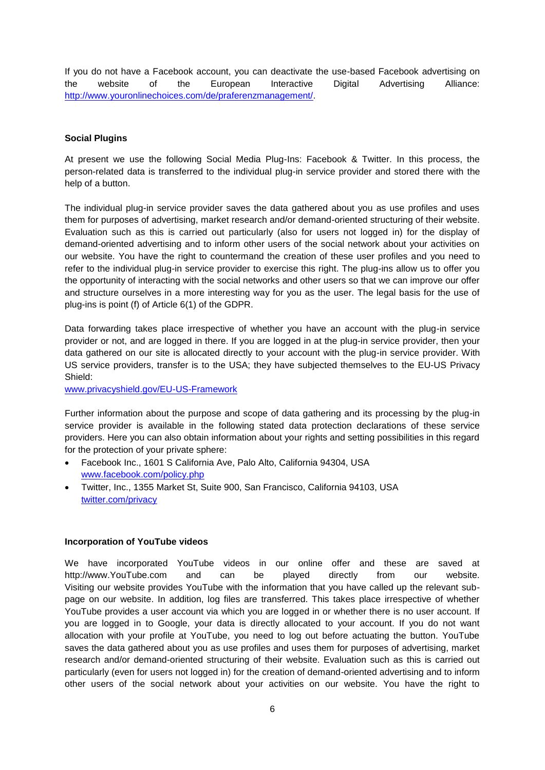If you do not have a Facebook account, you can deactivate the use-based Facebook advertising on the website of the European Interactive Digital Advertising Alliance: [http://www.youronlinechoices.com/de/praferenzmanagement/](http://www.youronlinechoices.com/de/praferenzmanagement/).

**Social Plugins**

At present we use the following Social Media Plug-Ins: Facebook & Twitter. In this process, the person-related data is transferred to the individual plug-in service provider and stored there with the help of a button.

The individual plug-in service provider saves the data gathered about you as use profiles and uses them for purposes of advertising, market research and/or demand-oriented structuring of their website. Evaluation such as this is carried out particularly (also for users not logged in) for the display of demand-oriented advertising and to inform other users of the social network about your activities on our website. You have the right to countermand the creation of these user profiles and you need to refer to the individual plug-in service provider to exercise this right. The plug-ins allow us to offer you the opportunity of interacting with the social networks and other users so that we can improve our offer and structure ourselves in a more interesting way for you as the user. The legal basis for the use of plug-ins is point (f) of Article 6(1) of the GDPR.

Data forwarding takes place irrespective of whether you have an account with the plug-in service provider or not, and are logged in there. If you are logged in at the plug-in service provider, then your data gathered on our site is allocated directly to your account with the plug-in service provider. With US service providers, transfer is to the USA; they have subjected themselves to the EU-US Privacy Shield:
[www.privacyshield.gov/EU-US-Framework](www.privacyshield.gov/EU-US-Framework)

Further information about the purpose and scope of data gathering and its processing by the plug-in service provider is available in the following stated data protection declarations of these service providers. Here you can also obtain information about your rights and setting possibilities in this regard for the protection of your private sphere:

- Facebook Inc., 1601 S California Ave, Palo Alto, California 94304, USA
  [www.facebook.com/policy.php](www.facebook.com/policy.php)
- Twitter, Inc., 1355 Market St, Suite 900, San Francisco, California 94103, USA
  [twitter.com/privacy](twitter.com/privacy)

**Incorporation of YouTube videos**

We have incorporated YouTube videos in our online offer and these are saved at http://www.YouTube.com and can be played directly from our website. Visiting our website provides YouTube with the information that you have called up the relevant sub-page on our website. In addition, log files are transferred. This takes place irrespective of whether YouTube provides a user account via which you are logged in or whether there is no user account. If you are logged in to Google, your data is directly allocated to your account. If you do not want allocation with your profile at YouTube, you need to log out before actuating the button. YouTube saves the data gathered about you as use profiles and uses them for purposes of advertising, market research and/or demand-oriented structuring of their website. Evaluation such as this is carried out particularly (even for users not logged in) for the creation of demand-oriented advertising and to inform other users of the social network about your activities on our website. You have the right to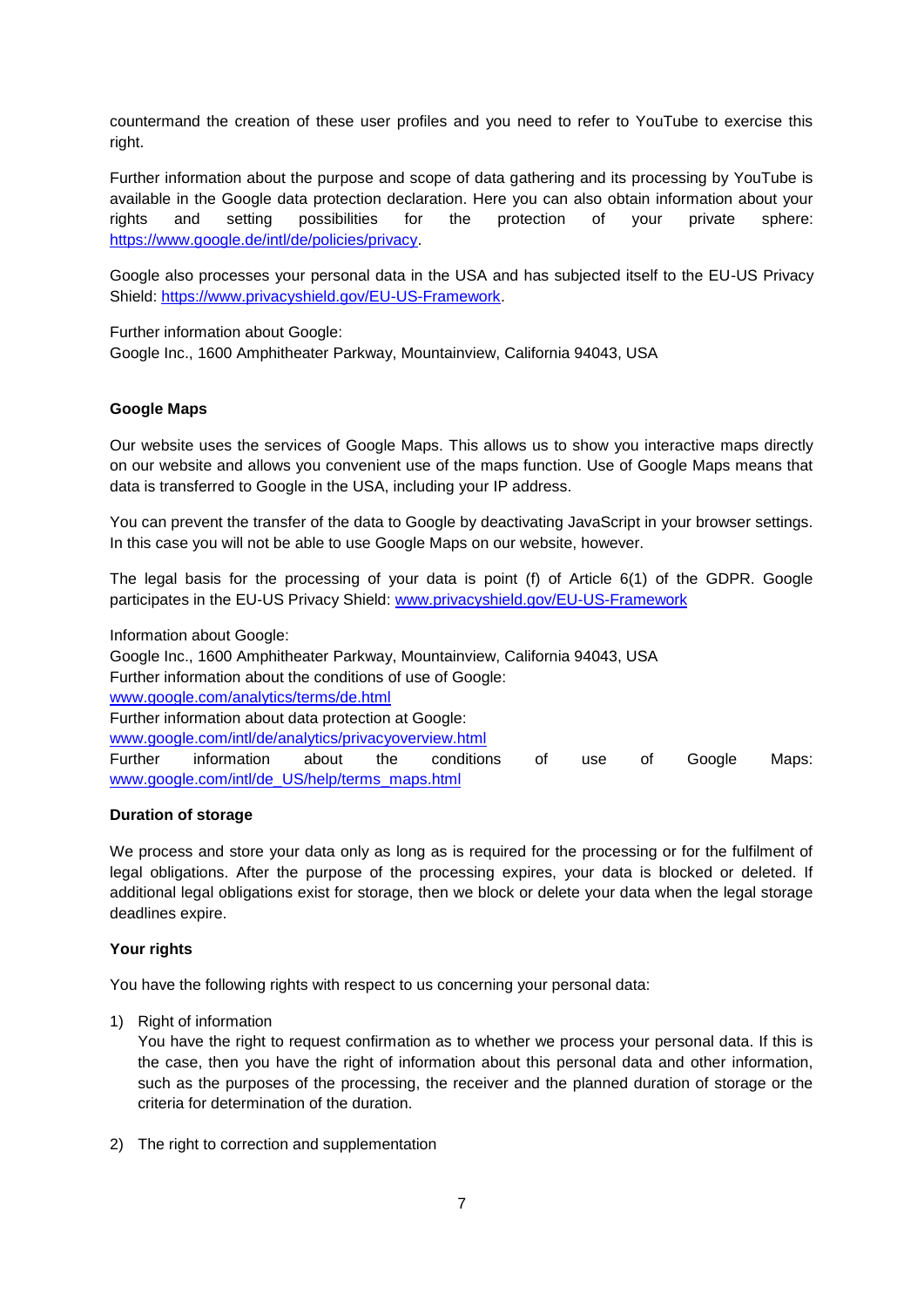countermand the creation of these user profiles and you need to refer to YouTube to exercise this right.

Further information about the purpose and scope of data gathering and its processing by YouTube is available in the Google data protection declaration. Here you can also obtain information about your rights and setting possibilities for the protection of your private sphere: [https://www.google.de/intl/de/policies/privacy](https://www.google.de/intl/de/policies/privacy).

Google also processes your personal data in the USA and has subjected itself to the EU-US Privacy Shield: [https://www.privacyshield.gov/EU-US-Framework](https://www.privacyshield.gov/EU-US-Framework).

Further information about Google:
Google Inc., 1600 Amphitheater Parkway, Mountainview, California 94043, USA

**Google Maps**

Our website uses the services of Google Maps. This allows us to show you interactive maps directly on our website and allows you convenient use of the maps function. Use of Google Maps means that data is transferred to Google in the USA, including your IP address.

You can prevent the transfer of the data to Google by deactivating JavaScript in your browser settings. In this case you will not be able to use Google Maps on our website, however.

The legal basis for the processing of your data is point (f) of Article 6(1) of the GDPR. Google participates in the EU-US Privacy Shield: [www.privacyshield.gov/EU-US-Framework](www.privacyshield.gov/EU-US-Framework)

Information about Google:
Google Inc., 1600 Amphitheater Parkway, Mountainview, California 94043, USA
Further information about the conditions of use of Google:
[www.google.com/analytics/terms/de.html](www.google.com/analytics/terms/de.html)
Further information about data protection at Google:
[www.google.com/intl/de/analytics/privacyoverview.html](www.google.com/intl/de/analytics/privacyoverview.html)
Further information about the conditions of use of Google Maps:
[www.google.com/intl/de_US/help/terms_maps.html](www.google.com/intl/de_US/help/terms_maps.html)

**Duration of storage**

We process and store your data only as long as is required for the processing or for the fulfilment of legal obligations. After the purpose of the processing expires, your data is blocked or deleted. If additional legal obligations exist for storage, then we block or delete your data when the legal storage deadlines expire.

**Your rights**

You have the following rights with respect to us concerning your personal data:

1) Right of information
   You have the right to request confirmation as to whether we process your personal data. If this is the case, then you have the right of information about this personal data and other information, such as the purposes of the processing, the receiver and the planned duration of storage or the criteria for determination of the duration.

2) The right to correction and supplementation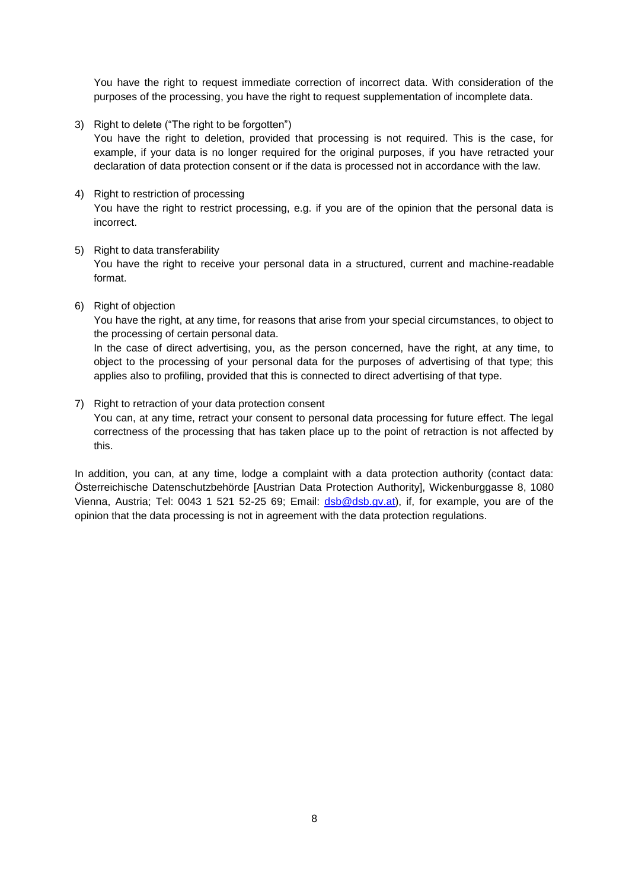You have the right to request immediate correction of incorrect data. With consideration of the purposes of the processing, you have the right to request supplementation of incomplete data.

3) Right to delete ("The right to be forgotten")
   You have the right to deletion, provided that processing is not required. This is the case, for example, if your data is no longer required for the original purposes, if you have retracted your declaration of data protection consent or if the data is processed not in accordance with the law.

4) Right to restriction of processing
   You have the right to restrict processing, e.g. if you are of the opinion that the personal data is incorrect.

5) Right to data transferability
   You have the right to receive your personal data in a structured, current and machine-readable format.

6) Right of objection
   You have the right, at any time, for reasons that arise from your special circumstances, to object to the processing of certain personal data.
   In the case of direct advertising, you, as the person concerned, have the right, at any time, to object to the processing of your personal data for the purposes of advertising of that type; this applies also to profiling, provided that this is connected to direct advertising of that type.

7) Right to retraction of your data protection consent
   You can, at any time, retract your consent to personal data processing for future effect. The legal correctness of the processing that has taken place up to the point of retraction is not affected by this.

In addition, you can, at any time, lodge a complaint with a data protection authority (contact data: Österreichische Datenschutzbehörde [Austrian Data Protection Authority], Wickenburggasse 8, 1080 Vienna, Austria; Tel: 0043 1 521 52-25 69; Email: dsb@dsb.gv.at), if, for example, you are of the opinion that the data processing is not in agreement with the data protection regulations.